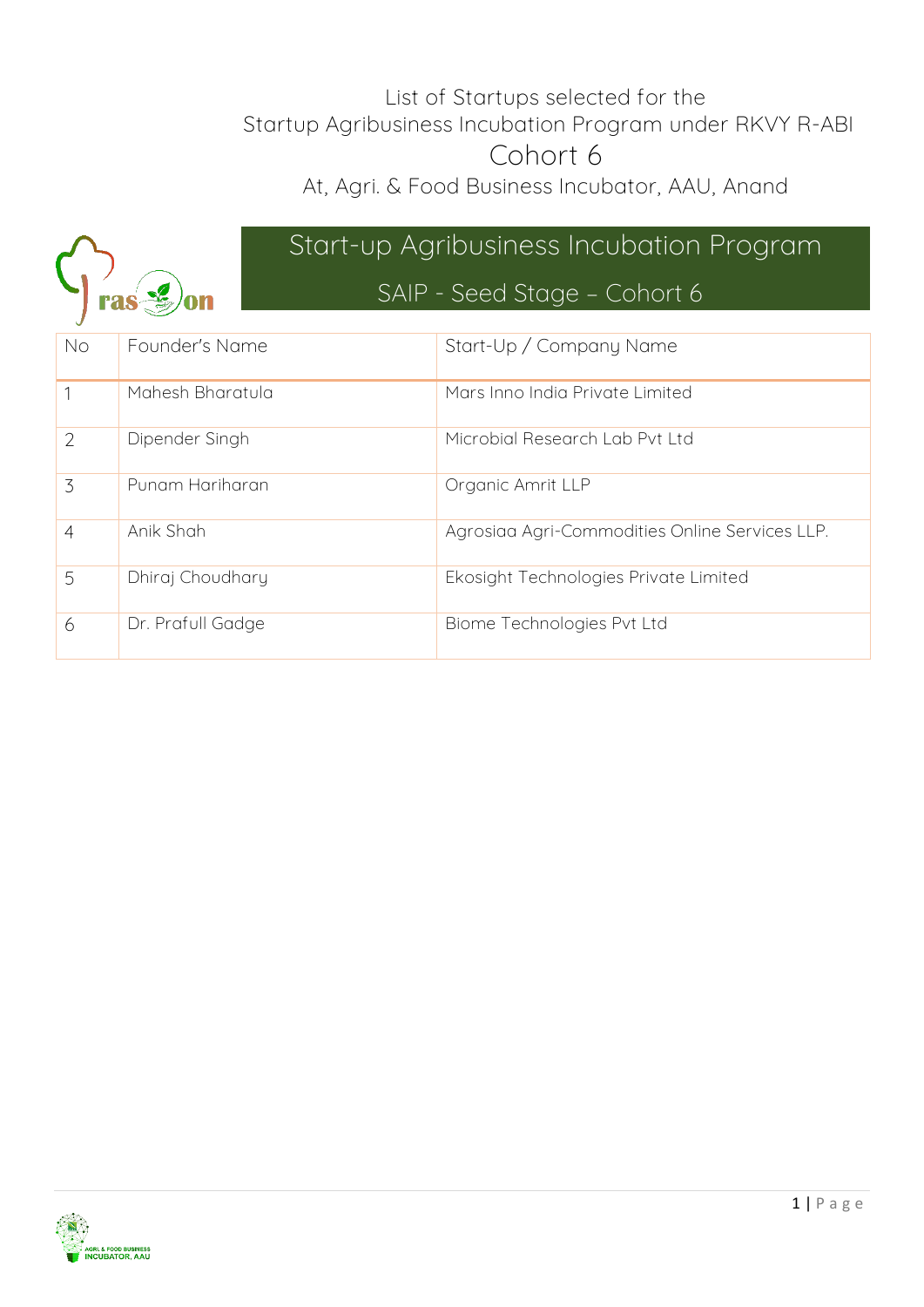# List of Startups selected for the Startup Agribusiness Incubation Program under RKVY R-ABI

## Cohort 6

At, Agri. & Food Business Incubator, AAU, Anand

## Start-up Agribusiness Incubation Program

### SAIP - Seed Stage – Cohort 6

| No | Founder's Name | Start-Up / Company Name |
|---|---|---|
| 1 | Mahesh Bharatula | Mars Inno India Private Limited |
| 2 | Dipender Singh | Microbial Research Lab Pvt Ltd |
| 3 | Punam Hariharan | Organic Amrit LLP |
| 4 | Anik Shah | Agrosiaa Agri-Commodities Online Services LLP. |
| 5 | Dhiraj Choudhary | Ekosight Technologies Private Limited |
| 6 | Dr. Prafull Gadge | Biome Technologies Pvt Ltd |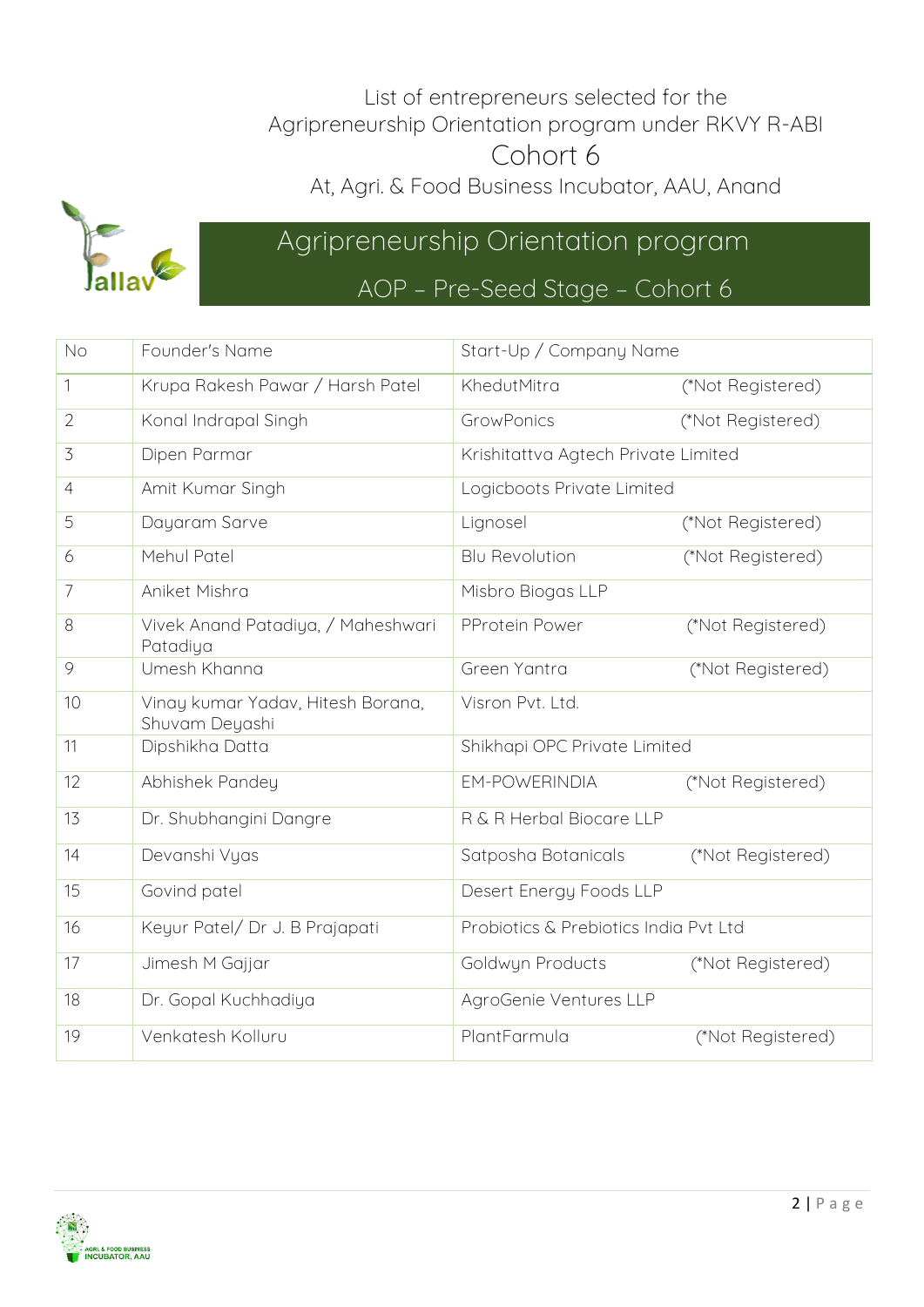List of entrepreneurs selected for the
Agripreneurship Orientation program under RKVY R-ABI

# Cohort 6

At, Agri. & Food Business Incubator, AAU, Anand

## Agripreneurship Orientation program

### AOP – Pre-Seed Stage – Cohort 6

| No | Founder's Name | Start-Up / Company Name |
|---|---|---|
| 1 | Krupa Rakesh Pawar / Harsh Patel | KhedutMitra (*Not Registered) |
| 2 | Konal Indrapal Singh | GrowPonics (*Not Registered) |
| 3 | Dipen Parmar | Krishitattva Agtech Private Limited |
| 4 | Amit Kumar Singh | Logicboots Private Limited |
| 5 | Dayaram Sarve | Lignosel (*Not Registered) |
| 6 | Mehul Patel | Blu Revolution (*Not Registered) |
| 7 | Aniket Mishra | Misbro Biogas LLP |
| 8 | Vivek Anand Patadiya, / Maheshwari Patadiya | PProtein Power (*Not Registered) |
| 9 | Umesh Khanna | Green Yantra (*Not Registered) |
| 10 | Vinay kumar Yadav, Hitesh Borana, Shuvam Deyashi | Visron Pvt. Ltd. |
| 11 | Dipshikha Datta | Shikhapi OPC Private Limited |
| 12 | Abhishek Pandey | EM-POWERINDIA (*Not Registered) |
| 13 | Dr. Shubhangini Dangre | R & R Herbal Biocare LLP |
| 14 | Devanshi Vyas | Satposha Botanicals (*Not Registered) |
| 15 | Govind patel | Desert Energy Foods LLP |
| 16 | Keyur Patel/ Dr J. B Prajapati | Probiotics & Prebiotics India Pvt Ltd |
| 17 | Jimesh M Gajjar | Goldwyn Products (*Not Registered) |
| 18 | Dr. Gopal Kuchhadiya | AgroGenie Ventures LLP |
| 19 | Venkatesh Kolluru | PlantFarmula (*Not Registered) |